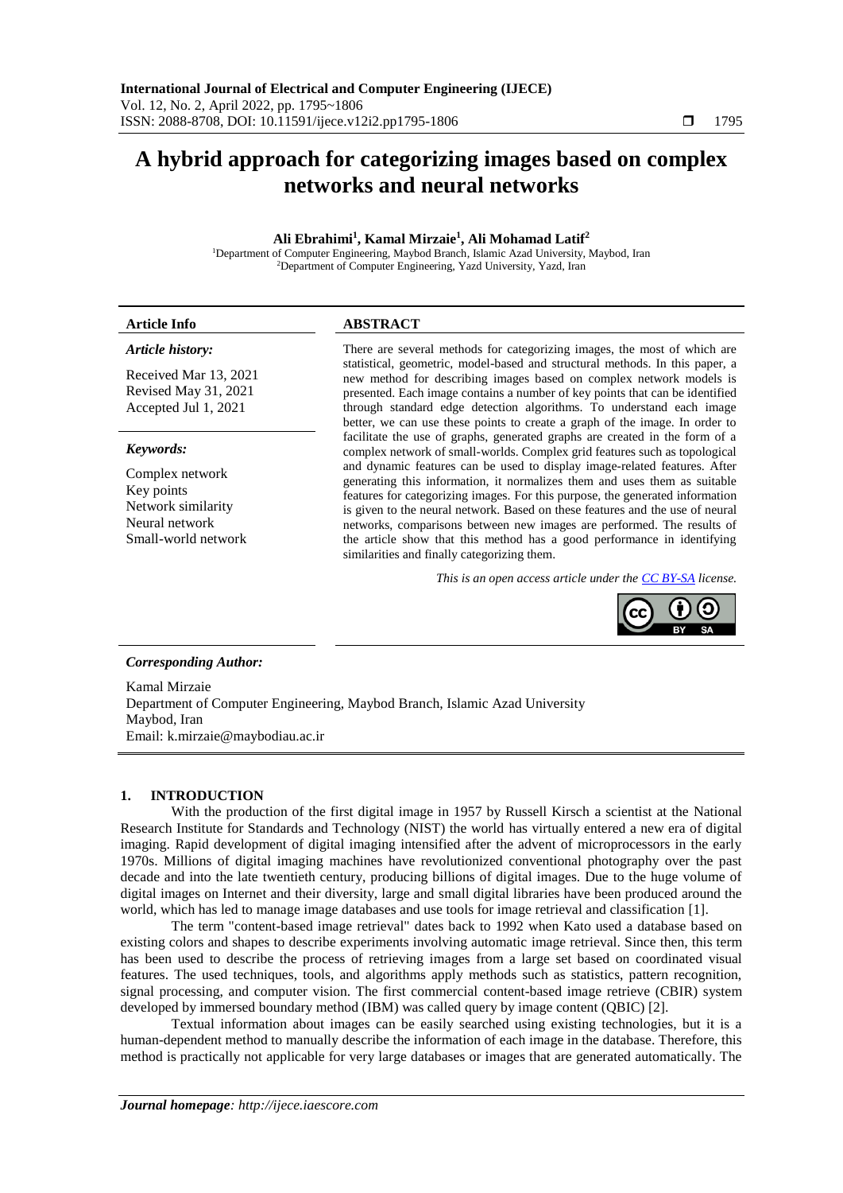# A hybrid approach for categorizing images based on complex networks and neural networks

**Ali Ebrahimi[1], Kamal Mirzaie[1], Ali Mohamad Latif[2]**

[1]Department of Computer Engineering, Maybod Branch, Islamic Azad University, Maybod, Iran
[2]Department of Computer Engineering, Yazd University, Yazd, Iran

**Article Info**

*Article history:*

Received Mar 13, 2021
Revised May 31, 2021
Accepted Jul 1, 2021

*Keywords:*

Complex network
Key points
Network similarity
Neural network
Small-world network

**ABSTRACT**

There are several methods for categorizing images, the most of which are statistical, geometric, model-based and structural methods. In this paper, a new method for describing images based on complex network models is presented. Each image contains a number of key points that can be identified through standard edge detection algorithms. To understand each image better, we can use these points to create a graph of the image. In order to facilitate the use of graphs, generated graphs are created in the form of a complex network of small-worlds. Complex grid features such as topological and dynamic features can be used to display image-related features. After generating this information, it normalizes them and uses them as suitable features for categorizing images. For this purpose, the generated information is given to the neural network. Based on these features and the use of neural networks, comparisons between new images are performed. The results of the article show that this method has a good performance in identifying similarities and finally categorizing them.

*This is an open access article under the CC BY-SA license.*

***Corresponding Author:***

Kamal Mirzaie
Department of Computer Engineering, Maybod Branch, Islamic Azad University
Maybod, Iran
Email: k.mirzaie@maybodiau.ac.ir

## 1. INTRODUCTION

With the production of the first digital image in 1957 by Russell Kirsch a scientist at the National Research Institute for Standards and Technology (NIST) the world has virtually entered a new era of digital imaging. Rapid development of digital imaging intensified after the advent of microprocessors in the early 1970s. Millions of digital imaging machines have revolutionized conventional photography over the past decade and into the late twentieth century, producing billions of digital images. Due to the huge volume of digital images on Internet and their diversity, large and small digital libraries have been produced around the world, which has led to manage image databases and use tools for image retrieval and classification [1].

The term "content-based image retrieval" dates back to 1992 when Kato used a database based on existing colors and shapes to describe experiments involving automatic image retrieval. Since then, this term has been used to describe the process of retrieving images from a large set based on coordinated visual features. The used techniques, tools, and algorithms apply methods such as statistics, pattern recognition, signal processing, and computer vision. The first commercial content-based image retrieve (CBIR) system developed by immersed boundary method (IBM) was called query by image content (QBIC) [2].

Textual information about images can be easily searched using existing technologies, but it is a human-dependent method to manually describe the information of each image in the database. Therefore, this method is practically not applicable for very large databases or images that are generated automatically. The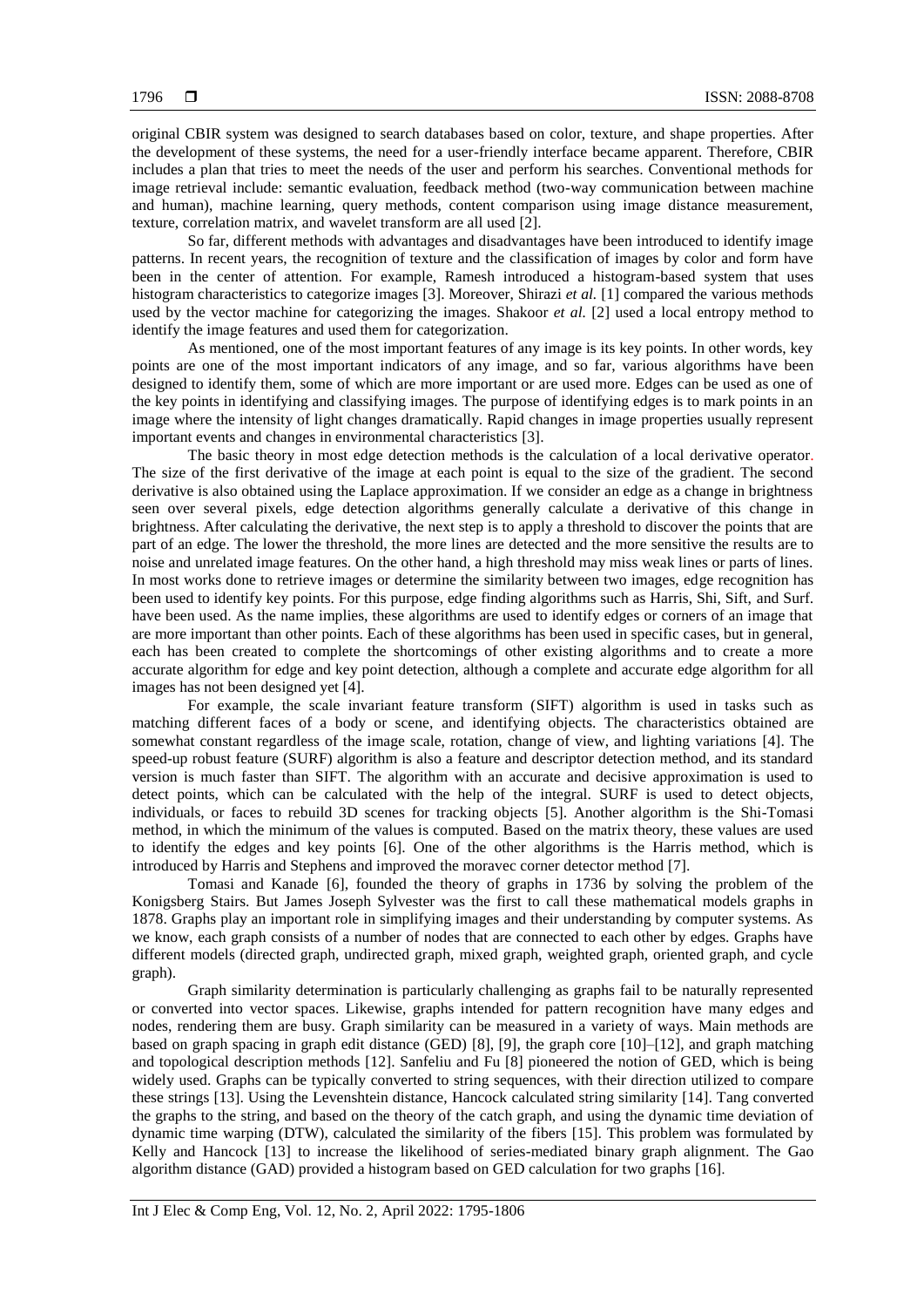original CBIR system was designed to search databases based on color, texture, and shape properties. After the development of these systems, the need for a user-friendly interface became apparent. Therefore, CBIR includes a plan that tries to meet the needs of the user and perform his searches. Conventional methods for image retrieval include: semantic evaluation, feedback method (two-way communication between machine and human), machine learning, query methods, content comparison using image distance measurement, texture, correlation matrix, and wavelet transform are all used [2].

So far, different methods with advantages and disadvantages have been introduced to identify image patterns. In recent years, the recognition of texture and the classification of images by color and form have been in the center of attention. For example, Ramesh introduced a histogram-based system that uses histogram characteristics to categorize images [3]. Moreover, Shirazi *et al.* [1] compared the various methods used by the vector machine for categorizing the images. Shakoor *et al.* [2] used a local entropy method to identify the image features and used them for categorization.

As mentioned, one of the most important features of any image is its key points. In other words, key points are one of the most important indicators of any image, and so far, various algorithms have been designed to identify them, some of which are more important or are used more. Edges can be used as one of the key points in identifying and classifying images. The purpose of identifying edges is to mark points in an image where the intensity of light changes dramatically. Rapid changes in image properties usually represent important events and changes in environmental characteristics [3].

The basic theory in most edge detection methods is the calculation of a local derivative operator. The size of the first derivative of the image at each point is equal to the size of the gradient. The second derivative is also obtained using the Laplace approximation. If we consider an edge as a change in brightness seen over several pixels, edge detection algorithms generally calculate a derivative of this change in brightness. After calculating the derivative, the next step is to apply a threshold to discover the points that are part of an edge. The lower the threshold, the more lines are detected and the more sensitive the results are to noise and unrelated image features. On the other hand, a high threshold may miss weak lines or parts of lines. In most works done to retrieve images or determine the similarity between two images, edge recognition has been used to identify key points. For this purpose, edge finding algorithms such as Harris, Shi, Sift, and Surf. have been used. As the name implies, these algorithms are used to identify edges or corners of an image that are more important than other points. Each of these algorithms has been used in specific cases, but in general, each has been created to complete the shortcomings of other existing algorithms and to create a more accurate algorithm for edge and key point detection, although a complete and accurate edge algorithm for all images has not been designed yet [4].

For example, the scale invariant feature transform (SIFT) algorithm is used in tasks such as matching different faces of a body or scene, and identifying objects. The characteristics obtained are somewhat constant regardless of the image scale, rotation, change of view, and lighting variations [4]. The speed-up robust feature (SURF) algorithm is also a feature and descriptor detection method, and its standard version is much faster than SIFT. The algorithm with an accurate and decisive approximation is used to detect points, which can be calculated with the help of the integral. SURF is used to detect objects, individuals, or faces to rebuild 3D scenes for tracking objects [5]. Another algorithm is the Shi-Tomasi method, in which the minimum of the values is computed. Based on the matrix theory, these values are used to identify the edges and key points [6]. One of the other algorithms is the Harris method, which is introduced by Harris and Stephens and improved the moravec corner detector method [7].

Tomasi and Kanade [6], founded the theory of graphs in 1736 by solving the problem of the Konigsberg Stairs. But James Joseph Sylvester was the first to call these mathematical models graphs in 1878. Graphs play an important role in simplifying images and their understanding by computer systems. As we know, each graph consists of a number of nodes that are connected to each other by edges. Graphs have different models (directed graph, undirected graph, mixed graph, weighted graph, oriented graph, and cycle graph).

Graph similarity determination is particularly challenging as graphs fail to be naturally represented or converted into vector spaces. Likewise, graphs intended for pattern recognition have many edges and nodes, rendering them are busy. Graph similarity can be measured in a variety of ways. Main methods are based on graph spacing in graph edit distance (GED) [8], [9], the graph core [10]–[12], and graph matching and topological description methods [12]. Sanfeliu and Fu [8] pioneered the notion of GED, which is being widely used. Graphs can be typically converted to string sequences, with their direction utilized to compare these strings [13]. Using the Levenshtein distance, Hancock calculated string similarity [14]. Tang converted the graphs to the string, and based on the theory of the catch graph, and using the dynamic time deviation of dynamic time warping (DTW), calculated the similarity of the fibers [15]. This problem was formulated by Kelly and Hancock [13] to increase the likelihood of series-mediated binary graph alignment. The Gao algorithm distance (GAD) provided a histogram based on GED calculation for two graphs [16].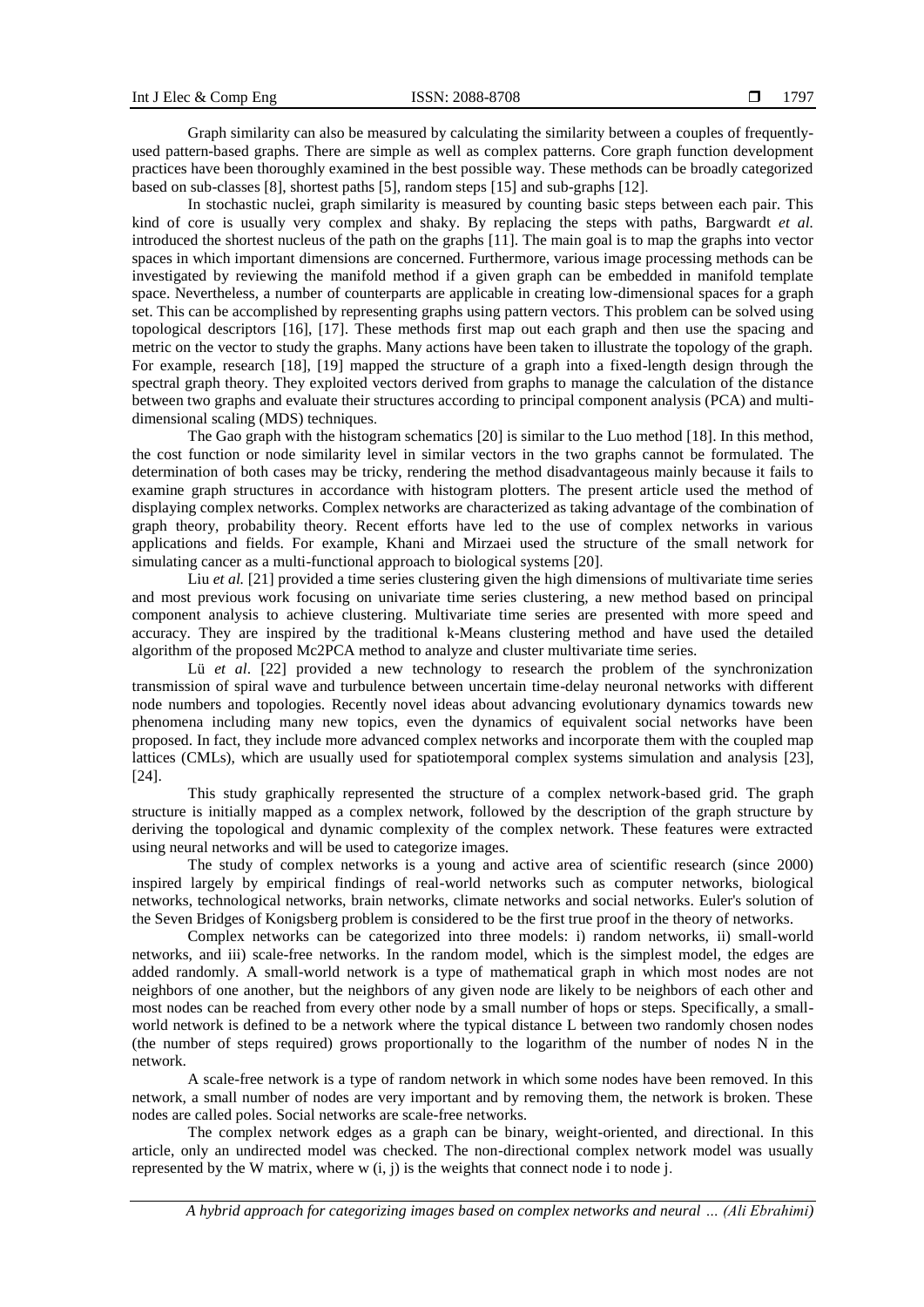Graph similarity can also be measured by calculating the similarity between a couples of frequently-used pattern-based graphs. There are simple as well as complex patterns. Core graph function development practices have been thoroughly examined in the best possible way. These methods can be broadly categorized based on sub-classes [8], shortest paths [5], random steps [15] and sub-graphs [12].

In stochastic nuclei, graph similarity is measured by counting basic steps between each pair. This kind of core is usually very complex and shaky. By replacing the steps with paths, Bargwardt *et al.* introduced the shortest nucleus of the path on the graphs [11]. The main goal is to map the graphs into vector spaces in which important dimensions are concerned. Furthermore, various image processing methods can be investigated by reviewing the manifold method if a given graph can be embedded in manifold template space. Nevertheless, a number of counterparts are applicable in creating low-dimensional spaces for a graph set. This can be accomplished by representing graphs using pattern vectors. This problem can be solved using topological descriptors [16], [17]. These methods first map out each graph and then use the spacing and metric on the vector to study the graphs. Many actions have been taken to illustrate the topology of the graph. For example, research [18], [19] mapped the structure of a graph into a fixed-length design through the spectral graph theory. They exploited vectors derived from graphs to manage the calculation of the distance between two graphs and evaluate their structures according to principal component analysis (PCA) and multi-dimensional scaling (MDS) techniques.

The Gao graph with the histogram schematics [20] is similar to the Luo method [18]. In this method, the cost function or node similarity level in similar vectors in the two graphs cannot be formulated. The determination of both cases may be tricky, rendering the method disadvantageous mainly because it fails to examine graph structures in accordance with histogram plotters. The present article used the method of displaying complex networks. Complex networks are characterized as taking advantage of the combination of graph theory, probability theory. Recent efforts have led to the use of complex networks in various applications and fields. For example, Khani and Mirzaei used the structure of the small network for simulating cancer as a multi-functional approach to biological systems [20].

Liu *et al.* [21] provided a time series clustering given the high dimensions of multivariate time series and most previous work focusing on univariate time series clustering, a new method based on principal component analysis to achieve clustering. Multivariate time series are presented with more speed and accuracy. They are inspired by the traditional k-Means clustering method and have used the detailed algorithm of the proposed Mc2PCA method to analyze and cluster multivariate time series.

Lü *et al*. [22] provided a new technology to research the problem of the synchronization transmission of spiral wave and turbulence between uncertain time-delay neuronal networks with different node numbers and topologies. Recently novel ideas about advancing evolutionary dynamics towards new phenomena including many new topics, even the dynamics of equivalent social networks have been proposed. In fact, they include more advanced complex networks and incorporate them with the coupled map lattices (CMLs), which are usually used for spatiotemporal complex systems simulation and analysis [23], [24].

This study graphically represented the structure of a complex network-based grid. The graph structure is initially mapped as a complex network, followed by the description of the graph structure by deriving the topological and dynamic complexity of the complex network. These features were extracted using neural networks and will be used to categorize images.

The study of complex networks is a young and active area of scientific research (since 2000) inspired largely by empirical findings of real-world networks such as computer networks, biological networks, technological networks, brain networks, climate networks and social networks. Euler's solution of the Seven Bridges of Konigsberg problem is considered to be the first true proof in the theory of networks.

Complex networks can be categorized into three models: i) random networks, ii) small-world networks, and iii) scale-free networks. In the random model, which is the simplest model, the edges are added randomly. A small-world network is a type of mathematical graph in which most nodes are not neighbors of one another, but the neighbors of any given node are likely to be neighbors of each other and most nodes can be reached from every other node by a small number of hops or steps. Specifically, a small-world network is defined to be a network where the typical distance L between two randomly chosen nodes (the number of steps required) grows proportionally to the logarithm of the number of nodes N in the network.

A scale-free network is a type of random network in which some nodes have been removed. In this network, a small number of nodes are very important and by removing them, the network is broken. These nodes are called poles. Social networks are scale-free networks.

The complex network edges as a graph can be binary, weight-oriented, and directional. In this article, only an undirected model was checked. The non-directional complex network model was usually represented by the W matrix, where $w(i, j)$ is the weights that connect node i to node j.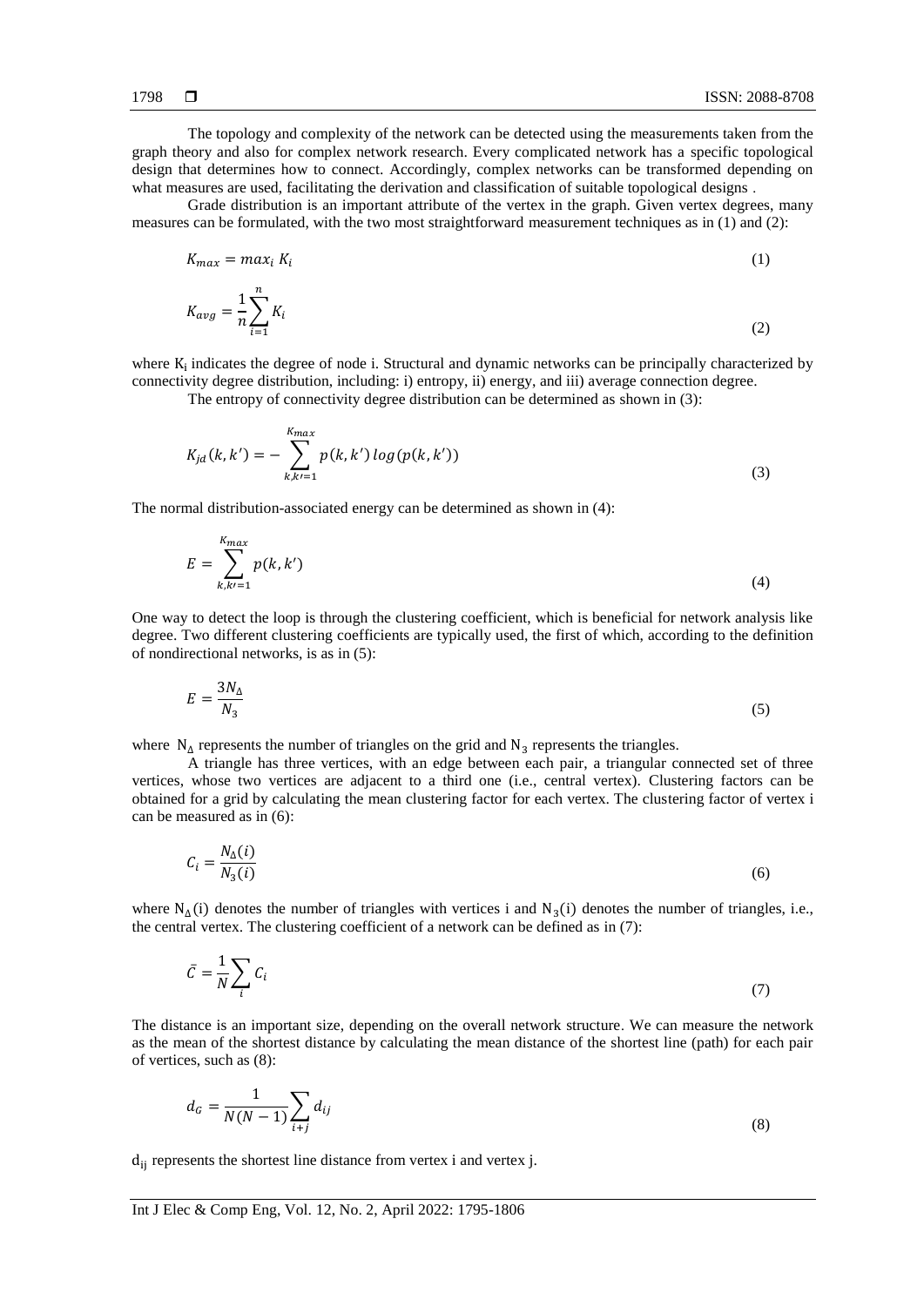The topology and complexity of the network can be detected using the measurements taken from the graph theory and also for complex network research. Every complicated network has a specific topological design that determines how to connect. Accordingly, complex networks can be transformed depending on what measures are used, facilitating the derivation and classification of suitable topological designs .

Grade distribution is an important attribute of the vertex in the graph. Given vertex degrees, many measures can be formulated, with the two most straightforward measurement techniques as in (1) and (2):

$$K_{max} = max_i\, K_i \tag{1}$$

$$K_{avg} = \frac{1}{n}\sum_{i=1}^{n} K_i \tag{2}$$

where $K_i$ indicates the degree of node i. Structural and dynamic networks can be principally characterized by connectivity degree distribution, including: i) entropy, ii) energy, and iii) average connection degree.

The entropy of connectivity degree distribution can be determined as shown in (3):

$$K_{jd}(k, k') = -\sum_{k,k'=1}^{K_{max}} p(k, k')\, log(p(k, k')) \tag{3}$$

The normal distribution-associated energy can be determined as shown in (4):

$$E = \sum_{k,k'=1}^{K_{max}} p(k, k') \tag{4}$$

One way to detect the loop is through the clustering coefficient, which is beneficial for network analysis like degree. Two different clustering coefficients are typically used, the first of which, according to the definition of nondirectional networks, is as in (5):

$$E = \frac{3N_{\Delta}}{N_3} \tag{5}$$

where $N_{\Delta}$ represents the number of triangles on the grid and $N_3$ represents the triangles.

A triangle has three vertices, with an edge between each pair, a triangular connected set of three vertices, whose two vertices are adjacent to a third one (i.e., central vertex). Clustering factors can be obtained for a grid by calculating the mean clustering factor for each vertex. The clustering factor of vertex i can be measured as in (6):

$$C_i = \frac{N_{\Delta}(i)}{N_3(i)} \tag{6}$$

where $N_{\Delta}(i)$ denotes the number of triangles with vertices i and $N_3(i)$ denotes the number of triangles, i.e., the central vertex. The clustering coefficient of a network can be defined as in (7):

$$\bar{C} = \frac{1}{N}\sum_{i} C_i \tag{7}$$

The distance is an important size, depending on the overall network structure. We can measure the network as the mean of the shortest distance by calculating the mean distance of the shortest line (path) for each pair of vertices, such as (8):

$$d_G = \frac{1}{N(N-1)}\sum_{i+j} d_{ij} \tag{8}$$

$d_{ij}$ represents the shortest line distance from vertex i and vertex j.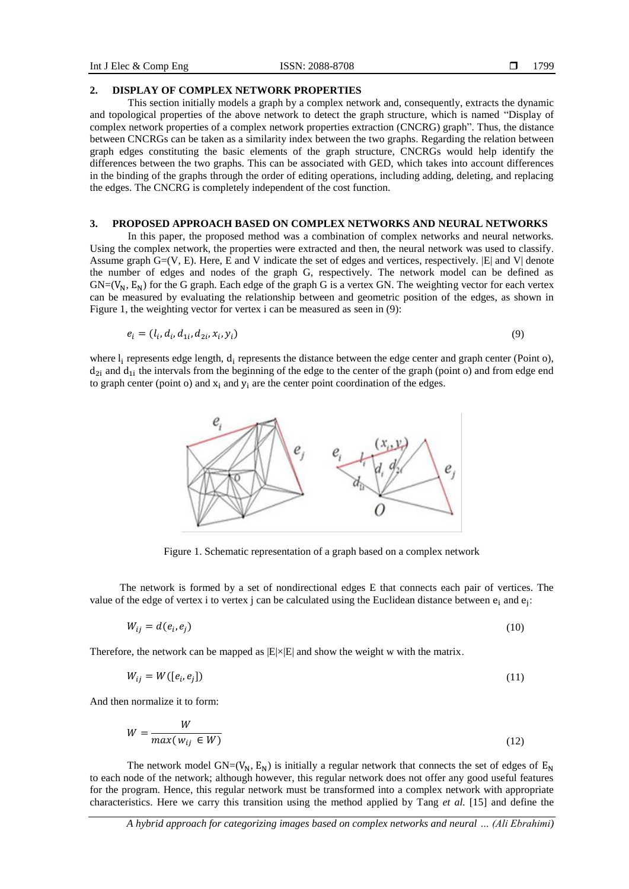## 2. DISPLAY OF COMPLEX NETWORK PROPERTIES

This section initially models a graph by a complex network and, consequently, extracts the dynamic and topological properties of the above network to detect the graph structure, which is named "Display of complex network properties of a complex network properties extraction (CNCRG) graph". Thus, the distance between CNCRGs can be taken as a similarity index between the two graphs. Regarding the relation between graph edges constituting the basic elements of the graph structure, CNCRGs would help identify the differences between the two graphs. This can be associated with GED, which takes into account differences in the binding of the graphs through the order of editing operations, including adding, deleting, and replacing the edges. The CNCRG is completely independent of the cost function.

## 3. PROPOSED APPROACH BASED ON COMPLEX NETWORKS AND NEURAL NETWORKS

In this paper, the proposed method was a combination of complex networks and neural networks. Using the complex network, the properties were extracted and then, the neural network was used to classify. Assume graph G=(V, E). Here, E and V indicate the set of edges and vertices, respectively. |E| and V| denote the number of edges and nodes of the graph G, respectively. The network model can be defined as $GN=(V_N, E_N)$ for the G graph. Each edge of the graph G is a vertex GN. The weighting vector for each vertex can be measured by evaluating the relationship between and geometric position of the edges, as shown in Figure 1, the weighting vector for vertex i can be measured as seen in (9):

$$e_i = (l_i, d_i, d_{1i}, d_{2i}, x_i, y_i) \tag{9}$$

where $l_i$ represents edge length, $d_i$ represents the distance between the edge center and graph center (Point o), $d_{2i}$ and $d_{1i}$ the intervals from the beginning of the edge to the center of the graph (point o) and from edge end to graph center (point o) and $x_i$ and $y_i$ are the center point coordination of the edges.

Figure 1. Schematic representation of a graph based on a complex network

The network is formed by a set of nondirectional edges E that connects each pair of vertices. The value of the edge of vertex i to vertex j can be calculated using the Euclidean distance between $e_i$ and $e_j$:

$$W_{ij} = d(e_i, e_j) \tag{10}$$

Therefore, the network can be mapped as |E|×|E| and show the weight w with the matrix.

$$W_{ij} = W([e_i, e_j]) \tag{11}$$

And then normalize it to form:

$$W = \frac{W}{max(w_{ij} \in W)} \tag{12}$$

The network model $GN=(V_N, E_N)$ is initially a regular network that connects the set of edges of $E_N$ to each node of the network; although however, this regular network does not offer any good useful features for the program. Hence, this regular network must be transformed into a complex network with appropriate characteristics. Here we carry this transition using the method applied by Tang *et al.* [15] and define the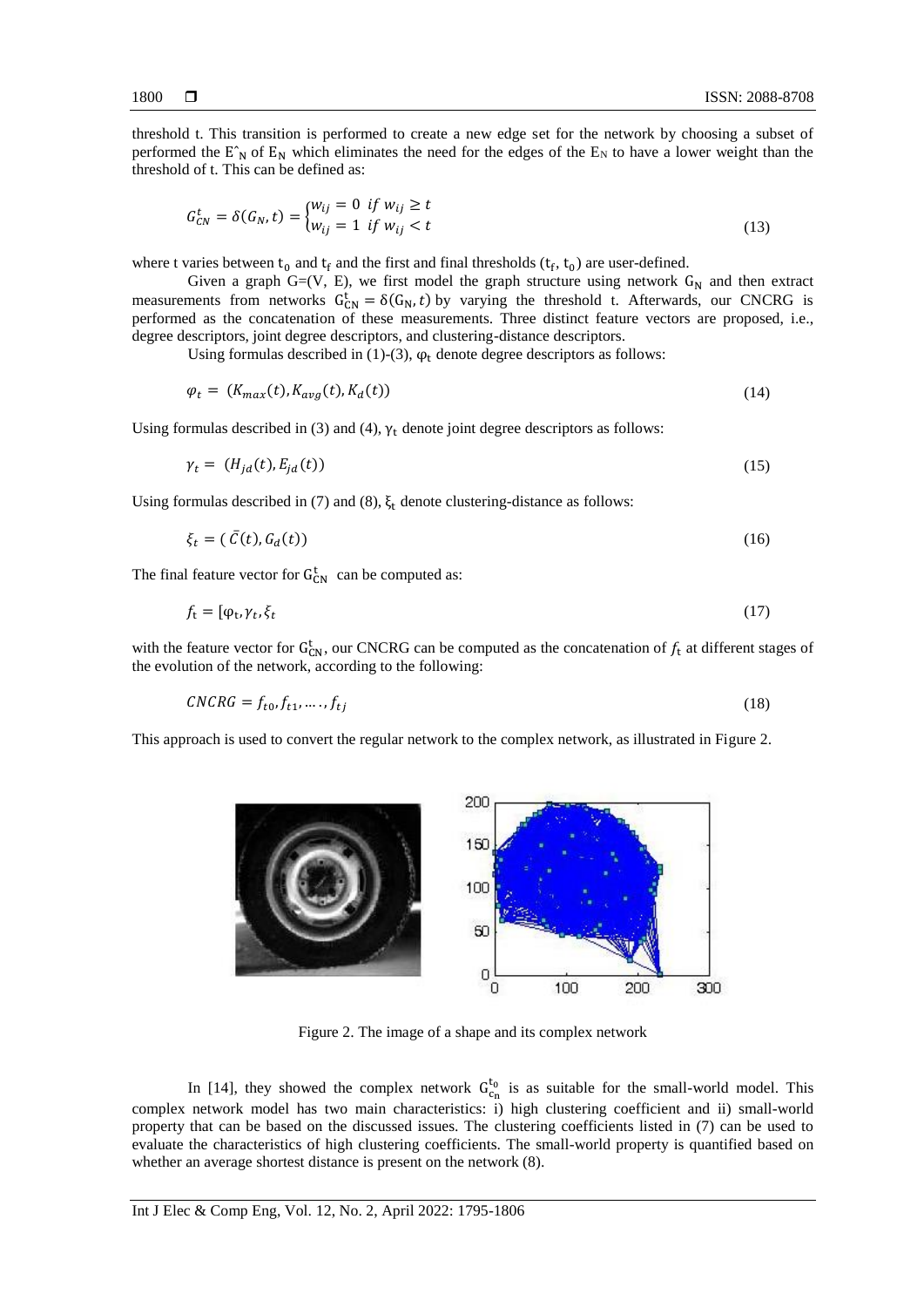threshold t. This transition is performed to create a new edge set for the network by choosing a subset of performed the $\hat{E}_N$ of $E_N$ which eliminates the need for the edges of the $E_N$ to have a lower weight than the threshold of t. This can be defined as:

$$G_{CN}^{t} = \delta(G_N, t) = \begin{cases} w_{ij} = 0 \ \ if \ w_{ij} \geq t \\ w_{ij} = 1 \ \ if \ w_{ij} < t \end{cases} \tag{13}$$

where t varies between $t_0$ and $t_f$ and the first and final thresholds ($t_f$, $t_0$) are user-defined.

Given a graph G=(V, E), we first model the graph structure using network $G_N$ and then extract measurements from networks $G_{CN}^{t} = \delta(G_N, t)$ by varying the threshold t. Afterwards, our CNCRG is performed as the concatenation of these measurements. Three distinct feature vectors are proposed, i.e., degree descriptors, joint degree descriptors, and clustering-distance descriptors.

Using formulas described in (1)-(3), $\varphi_t$ denote degree descriptors as follows:

$$\varphi_t = (K_{max}(t), K_{avg}(t), K_d(t)) \tag{14}$$

Using formulas described in (3) and (4), $\gamma_t$ denote joint degree descriptors as follows:

$$\gamma_t = (H_{jd}(t), E_{jd}(t)) \tag{15}$$

Using formulas described in (7) and (8), $\xi_t$ denote clustering-distance as follows:

$$\xi_t = (\bar{C}(t), G_d(t)) \tag{16}$$

The final feature vector for $G_{CN}^{t}$ can be computed as:

$$f_t = [\varphi_t, \gamma_t, \xi_t \tag{17}$$

with the feature vector for $G_{CN}^{t}$, our CNCRG can be computed as the concatenation of $f_t$ at different stages of the evolution of the network, according to the following:

$$CNCRG = f_{t0}, f_{t1}, \dots, f_{tj} \tag{18}$$

This approach is used to convert the regular network to the complex network, as illustrated in Figure 2.

Figure 2. The image of a shape and its complex network

In [14], they showed the complex network $G_{c_n}^{t_0}$ is as suitable for the small-world model. This complex network model has two main characteristics: i) high clustering coefficient and ii) small-world property that can be based on the discussed issues. The clustering coefficients listed in (7) can be used to evaluate the characteristics of high clustering coefficients. The small-world property is quantified based on whether an average shortest distance is present on the network (8).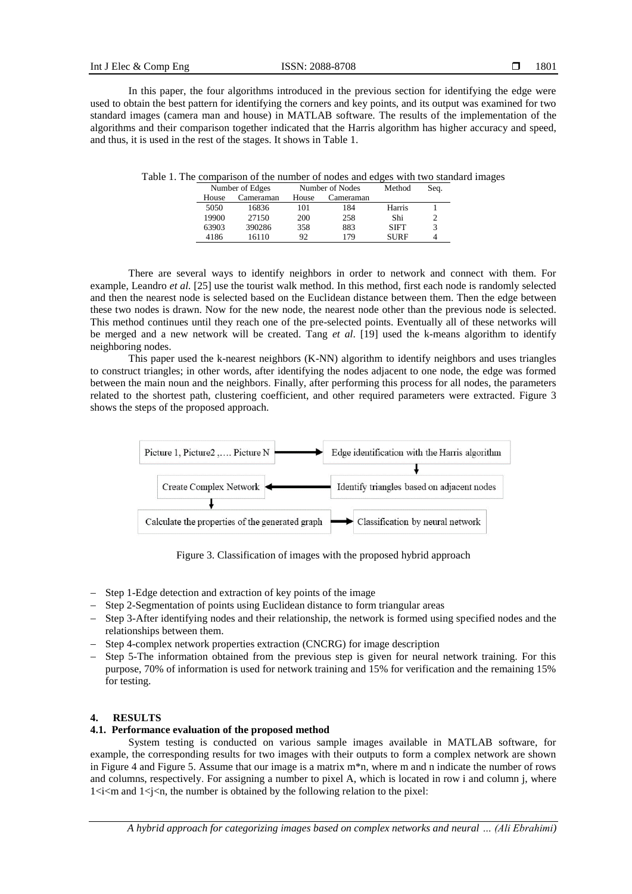In this paper, the four algorithms introduced in the previous section for identifying the edge were used to obtain the best pattern for identifying the corners and key points, and its output was examined for two standard images (camera man and house) in MATLAB software. The results of the implementation of the algorithms and their comparison together indicated that the Harris algorithm has higher accuracy and speed, and thus, it is used in the rest of the stages. It shows in Table 1.

Table 1. The comparison of the number of nodes and edges with two standard images

| Number of Edges | | Number of Nodes | | Method | Seq. |
|---|---|---|---|---|---|
| House | Cameraman | House | Cameraman | | |
| 5050 | 16836 | 101 | 184 | Harris | 1 |
| 19900 | 27150 | 200 | 258 | Shi | 2 |
| 63903 | 390286 | 358 | 883 | SIFT | 3 |
| 4186 | 16110 | 92 | 179 | SURF | 4 |

There are several ways to identify neighbors in order to network and connect with them. For example, Leandro *et al.* [25] use the tourist walk method. In this method, first each node is randomly selected and then the nearest node is selected based on the Euclidean distance between them. Then the edge between these two nodes is drawn. Now for the new node, the nearest node other than the previous node is selected. This method continues until they reach one of the pre-selected points. Eventually all of these networks will be merged and a new network will be created. Tang *et al*. [19] used the k-means algorithm to identify neighboring nodes.

This paper used the k-nearest neighbors (K-NN) algorithm to identify neighbors and uses triangles to construct triangles; in other words, after identifying the nodes adjacent to one node, the edge was formed between the main noun and the neighbors. Finally, after performing this process for all nodes, the parameters related to the shortest path, clustering coefficient, and other required parameters were extracted. Figure 3 shows the steps of the proposed approach.

Picture 1, Picture2 ,…. Picture N → Edge identification with the Harris algorithm → Identify triangles based on adjacent nodes → Create Complex Network → Calculate the properties of the generated graph → Classification by neural network

Figure 3. Classification of images with the proposed hybrid approach

- Step 1-Edge detection and extraction of key points of the image
- Step 2-Segmentation of points using Euclidean distance to form triangular areas
- Step 3-After identifying nodes and their relationship, the network is formed using specified nodes and the relationships between them.
- Step 4-complex network properties extraction (CNCRG) for image description
- Step 5-The information obtained from the previous step is given for neural network training. For this purpose, 70% of information is used for network training and 15% for verification and the remaining 15% for testing.

## 4. RESULTS

### 4.1. Performance evaluation of the proposed method

System testing is conducted on various sample images available in MATLAB software, for example, the corresponding results for two images with their outputs to form a complex network are shown in Figure 4 and Figure 5. Assume that our image is a matrix m*n, where m and n indicate the number of rows and columns, respectively. For assigning a number to pixel A, which is located in row i and column j, where $1<i<m$ and $1<j<n$, the number is obtained by the following relation to the pixel: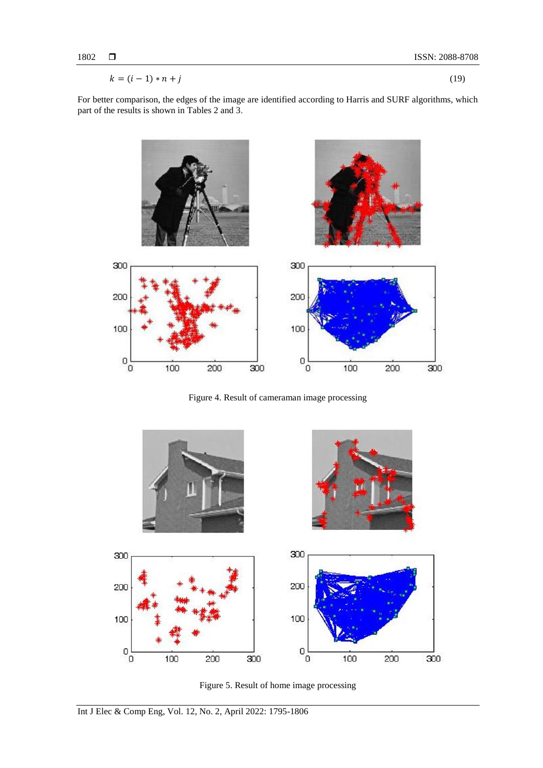$$k = (i - 1) * n + j \tag{19}$$

For better comparison, the edges of the image are identified according to Harris and SURF algorithms, which part of the results is shown in Tables 2 and 3.

Figure 4. Result of cameraman image processing

Figure 5. Result of home image processing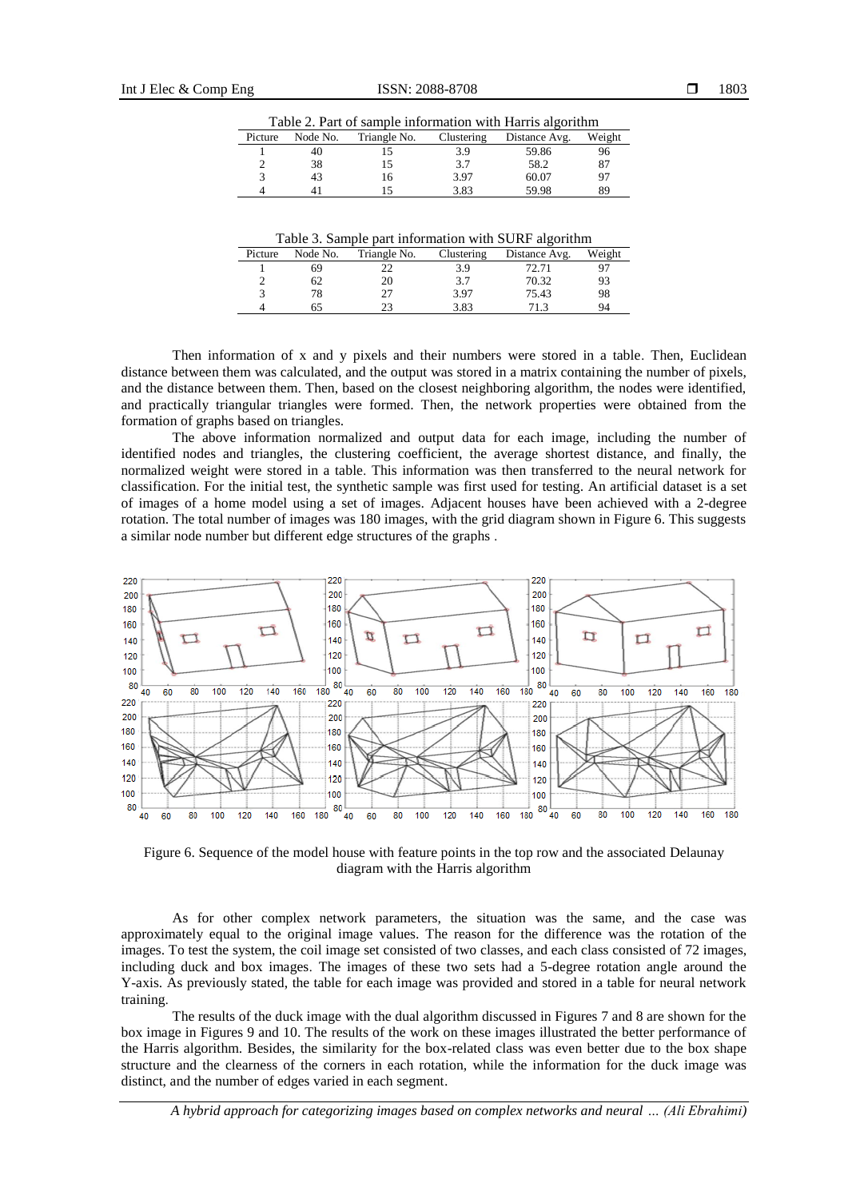Table 2. Part of sample information with Harris algorithm

| Picture | Node No. | Triangle No. | Clustering | Distance Avg. | Weight |
|---|---|---|---|---|---|
| 1 | 40 | 15 | 3.9 | 59.86 | 96 |
| 2 | 38 | 15 | 3.7 | 58.2 | 87 |
| 3 | 43 | 16 | 3.97 | 60.07 | 97 |
| 4 | 41 | 15 | 3.83 | 59.98 | 89 |

Table 3. Sample part information with SURF algorithm

| Picture | Node No. | Triangle No. | Clustering | Distance Avg. | Weight |
|---|---|---|---|---|---|
| 1 | 69 | 22 | 3.9 | 72.71 | 97 |
| 2 | 62 | 20 | 3.7 | 70.32 | 93 |
| 3 | 78 | 27 | 3.97 | 75.43 | 98 |
| 4 | 65 | 23 | 3.83 | 71.3 | 94 |

Then information of x and y pixels and their numbers were stored in a table. Then, Euclidean distance between them was calculated, and the output was stored in a matrix containing the number of pixels, and the distance between them. Then, based on the closest neighboring algorithm, the nodes were identified, and practically triangular triangles were formed. Then, the network properties were obtained from the formation of graphs based on triangles.

The above information normalized and output data for each image, including the number of identified nodes and triangles, the clustering coefficient, the average shortest distance, and finally, the normalized weight were stored in a table. This information was then transferred to the neural network for classification. For the initial test, the synthetic sample was first used for testing. An artificial dataset is a set of images of a home model using a set of images. Adjacent houses have been achieved with a 2-degree rotation. The total number of images was 180 images, with the grid diagram shown in Figure 6. This suggests a similar node number but different edge structures of the graphs .

Figure 6. Sequence of the model house with feature points in the top row and the associated Delaunay diagram with the Harris algorithm

As for other complex network parameters, the situation was the same, and the case was approximately equal to the original image values. The reason for the difference was the rotation of the images. To test the system, the coil image set consisted of two classes, and each class consisted of 72 images, including duck and box images. The images of these two sets had a 5-degree rotation angle around the Y-axis. As previously stated, the table for each image was provided and stored in a table for neural network training.

The results of the duck image with the dual algorithm discussed in Figures 7 and 8 are shown for the box image in Figures 9 and 10. The results of the work on these images illustrated the better performance of the Harris algorithm. Besides, the similarity for the box-related class was even better due to the box shape structure and the clearness of the corners in each rotation, while the information for the duck image was distinct, and the number of edges varied in each segment.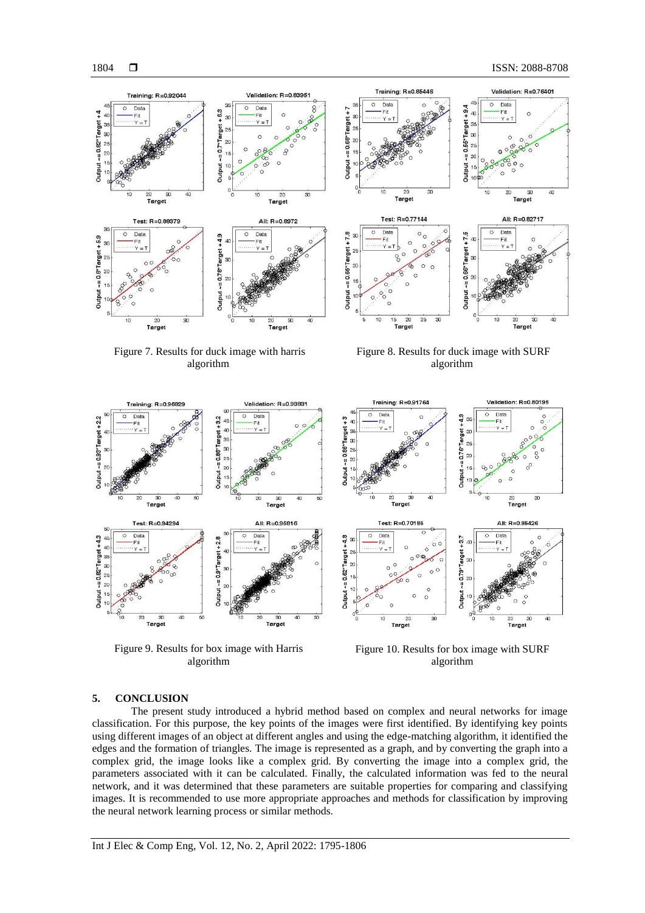Figure 7. Results for duck image with harris algorithm

Figure 8. Results for duck image with SURF algorithm

Figure 9. Results for box image with Harris algorithm

Figure 10. Results for box image with SURF algorithm

## 5. CONCLUSION

The present study introduced a hybrid method based on complex and neural networks for image classification. For this purpose, the key points of the images were first identified. By identifying key points using different images of an object at different angles and using the edge-matching algorithm, it identified the edges and the formation of triangles. The image is represented as a graph, and by converting the graph into a complex grid, the image looks like a complex grid. By converting the image into a complex grid, the parameters associated with it can be calculated. Finally, the calculated information was fed to the neural network, and it was determined that these parameters are suitable properties for comparing and classifying images. It is recommended to use more appropriate approaches and methods for classification by improving the neural network learning process or similar methods.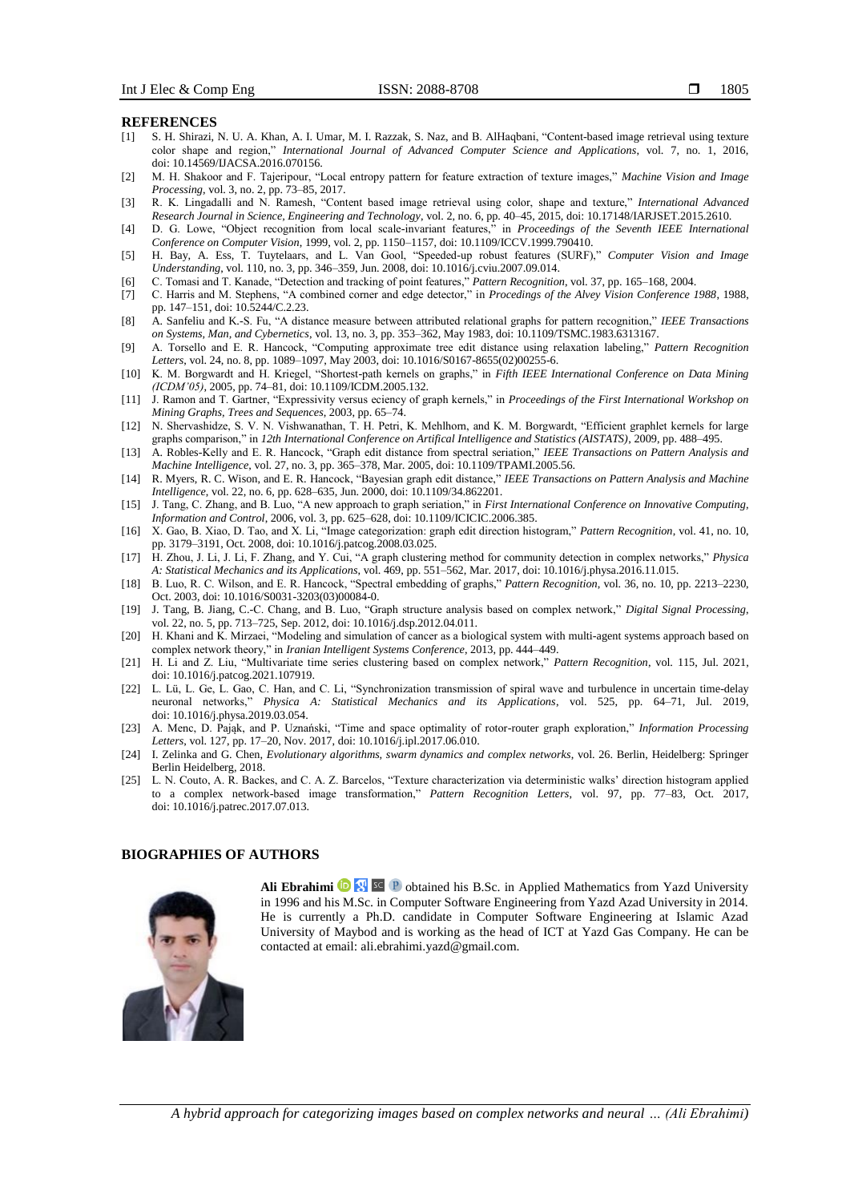## REFERENCES

[1] S. H. Shirazi, N. U. A. Khan, A. I. Umar, M. I. Razzak, S. Naz, and B. AlHaqbani, "Content-based image retrieval using texture color shape and region," *International Journal of Advanced Computer Science and Applications*, vol. 7, no. 1, 2016, doi: 10.14569/IJACSA.2016.070156.

[2] M. H. Shakoor and F. Tajeripour, "Local entropy pattern for feature extraction of texture images," *Machine Vision and Image Processing*, vol. 3, no. 2, pp. 73–85, 2017.

[3] R. K. Lingadalli and N. Ramesh, "Content based image retrieval using color, shape and texture," *International Advanced Research Journal in Science, Engineering and Technology*, vol. 2, no. 6, pp. 40–45, 2015, doi: 10.17148/IARJSET.2015.2610.

[4] D. G. Lowe, "Object recognition from local scale-invariant features," in *Proceedings of the Seventh IEEE International Conference on Computer Vision*, 1999, vol. 2, pp. 1150–1157, doi: 10.1109/ICCV.1999.790410.

[5] H. Bay, A. Ess, T. Tuytelaars, and L. Van Gool, "Speeded-up robust features (SURF)," *Computer Vision and Image Understanding*, vol. 110, no. 3, pp. 346–359, Jun. 2008, doi: 10.1016/j.cviu.2007.09.014.

[6] C. Tomasi and T. Kanade, "Detection and tracking of point features," *Pattern Recognition*, vol. 37, pp. 165–168, 2004.

[7] C. Harris and M. Stephens, "A combined corner and edge detector," in *Procedings of the Alvey Vision Conference 1988*, 1988, pp. 147–151, doi: 10.5244/C.2.23.

[8] A. Sanfeliu and K.-S. Fu, "A distance measure between attributed relational graphs for pattern recognition," *IEEE Transactions on Systems, Man, and Cybernetics*, vol. 13, no. 3, pp. 353–362, May 1983, doi: 10.1109/TSMC.1983.6313167.

[9] A. Torsello and E. R. Hancock, "Computing approximate tree edit distance using relaxation labeling," *Pattern Recognition Letters*, vol. 24, no. 8, pp. 1089–1097, May 2003, doi: 10.1016/S0167-8655(02)00255-6.

[10] K. M. Borgwardt and H. Kriegel, "Shortest-path kernels on graphs," in *Fifth IEEE International Conference on Data Mining (ICDM'05)*, 2005, pp. 74–81, doi: 10.1109/ICDM.2005.132.

[11] J. Ramon and T. Gartner, "Expressivity versus eciency of graph kernels," in *Proceedings of the First International Workshop on Mining Graphs, Trees and Sequences*, 2003, pp. 65–74.

[12] N. Shervashidze, S. V. N. Vishwanathan, T. H. Petri, K. Mehlhorn, and K. M. Borgwardt, "Efficient graphlet kernels for large graphs comparison," in *12th International Conference on Artifical Intelligence and Statistics (AISTATS)*, 2009, pp. 488–495.

[13] A. Robles-Kelly and E. R. Hancock, "Graph edit distance from spectral seriation," *IEEE Transactions on Pattern Analysis and Machine Intelligence*, vol. 27, no. 3, pp. 365–378, Mar. 2005, doi: 10.1109/TPAMI.2005.56.

[14] R. Myers, R. C. Wison, and E. R. Hancock, "Bayesian graph edit distance," *IEEE Transactions on Pattern Analysis and Machine Intelligence*, vol. 22, no. 6, pp. 628–635, Jun. 2000, doi: 10.1109/34.862201.

[15] J. Tang, C. Zhang, and B. Luo, "A new approach to graph seriation," in *First International Conference on Innovative Computing, Information and Control*, 2006, vol. 3, pp. 625–628, doi: 10.1109/ICICIC.2006.385.

[16] X. Gao, B. Xiao, D. Tao, and X. Li, "Image categorization: graph edit direction histogram," *Pattern Recognition*, vol. 41, no. 10, pp. 3179–3191, Oct. 2008, doi: 10.1016/j.patcog.2008.03.025.

[17] H. Zhou, J. Li, J. Li, F. Zhang, and Y. Cui, "A graph clustering method for community detection in complex networks," *Physica A: Statistical Mechanics and its Applications*, vol. 469, pp. 551–562, Mar. 2017, doi: 10.1016/j.physa.2016.11.015.

[18] B. Luo, R. C. Wilson, and E. R. Hancock, "Spectral embedding of graphs," *Pattern Recognition*, vol. 36, no. 10, pp. 2213–2230, Oct. 2003, doi: 10.1016/S0031-3203(03)00084-0.

[19] J. Tang, B. Jiang, C.-C. Chang, and B. Luo, "Graph structure analysis based on complex network," *Digital Signal Processing*, vol. 22, no. 5, pp. 713–725, Sep. 2012, doi: 10.1016/j.dsp.2012.04.011.

[20] H. Khani and K. Mirzaei, "Modeling and simulation of cancer as a biological system with multi-agent systems approach based on complex network theory," in *Iranian Intelligent Systems Conference*, 2013, pp. 444–449.

[21] H. Li and Z. Liu, "Multivariate time series clustering based on complex network," *Pattern Recognition*, vol. 115, Jul. 2021, doi: 10.1016/j.patcog.2021.107919.

[22] L. Lü, L. Ge, L. Gao, C. Han, and C. Li, "Synchronization transmission of spiral wave and turbulence in uncertain time-delay neuronal networks," *Physica A: Statistical Mechanics and its Applications*, vol. 525, pp. 64–71, Jul. 2019, doi: 10.1016/j.physa.2019.03.054.

[23] A. Menc, D. Pająk, and P. Uznański, "Time and space optimality of rotor-router graph exploration," *Information Processing Letters*, vol. 127, pp. 17–20, Nov. 2017, doi: 10.1016/j.ipl.2017.06.010.

[24] I. Zelinka and G. Chen, *Evolutionary algorithms, swarm dynamics and complex networks*, vol. 26. Berlin, Heidelberg: Springer Berlin Heidelberg, 2018.

[25] L. N. Couto, A. R. Backes, and C. A. Z. Barcelos, "Texture characterization via deterministic walks' direction histogram applied to a complex network-based image transformation," *Pattern Recognition Letters*, vol. 97, pp. 77–83, Oct. 2017, doi: 10.1016/j.patrec.2017.07.013.

## BIOGRAPHIES OF AUTHORS

**Ali Ebrahimi** obtained his B.Sc. in Applied Mathematics from Yazd University in 1996 and his M.Sc. in Computer Software Engineering from Yazd Azad University in 2014. He is currently a Ph.D. candidate in Computer Software Engineering at Islamic Azad University of Maybod and is working as the head of ICT at Yazd Gas Company. He can be contacted at email: ali.ebrahimi.yazd@gmail.com.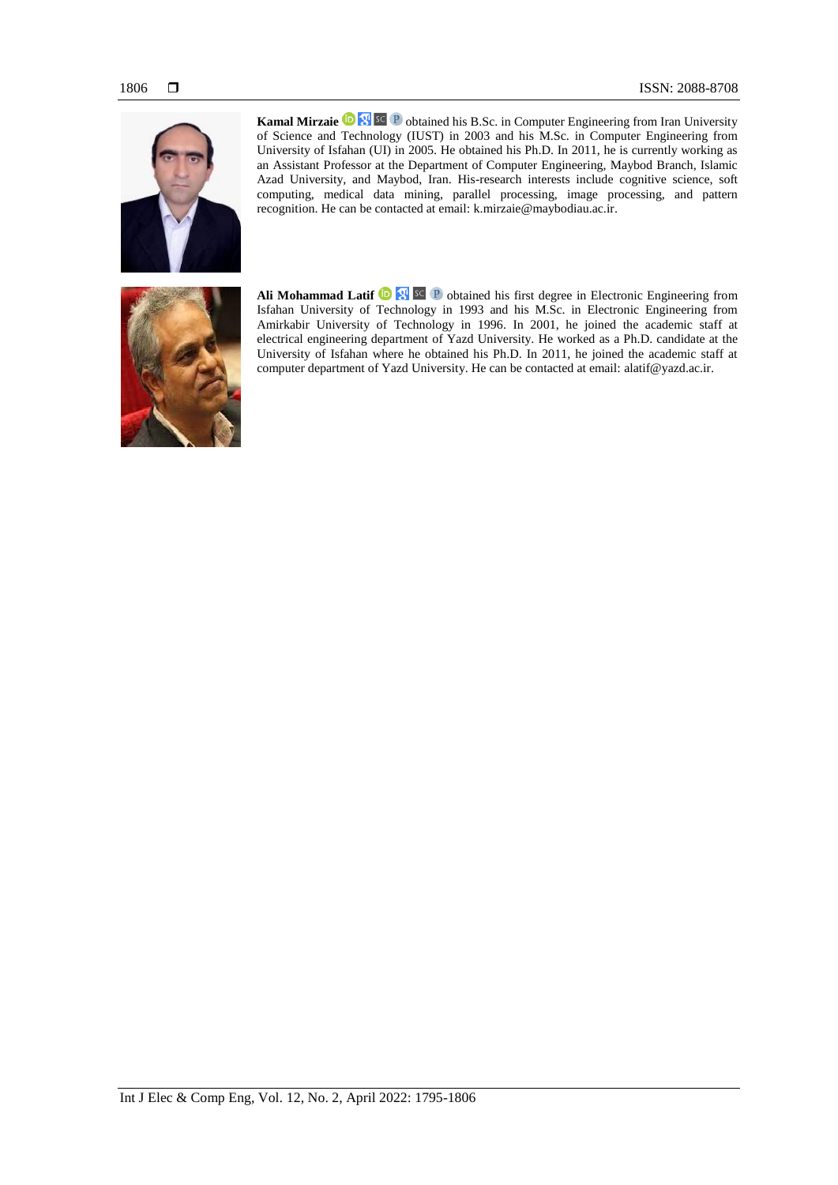**Kamal Mirzaie** obtained his B.Sc. in Computer Engineering from Iran University of Science and Technology (IUST) in 2003 and his M.Sc. in Computer Engineering from University of Isfahan (UI) in 2005. He obtained his Ph.D. In 2011, he is currently working as an Assistant Professor at the Department of Computer Engineering, Maybod Branch, Islamic Azad University, and Maybod, Iran. His-research interests include cognitive science, soft computing, medical data mining, parallel processing, image processing, and pattern recognition. He can be contacted at email: k.mirzaie@maybodiau.ac.ir.

**Ali Mohammad Latif** obtained his first degree in Electronic Engineering from Isfahan University of Technology in 1993 and his M.Sc. in Electronic Engineering from Amirkabir University of Technology in 1996. In 2001, he joined the academic staff at electrical engineering department of Yazd University. He worked as a Ph.D. candidate at the University of Isfahan where he obtained his Ph.D. In 2011, he joined the academic staff at computer department of Yazd University. He can be contacted at email: alatif@yazd.ac.ir.